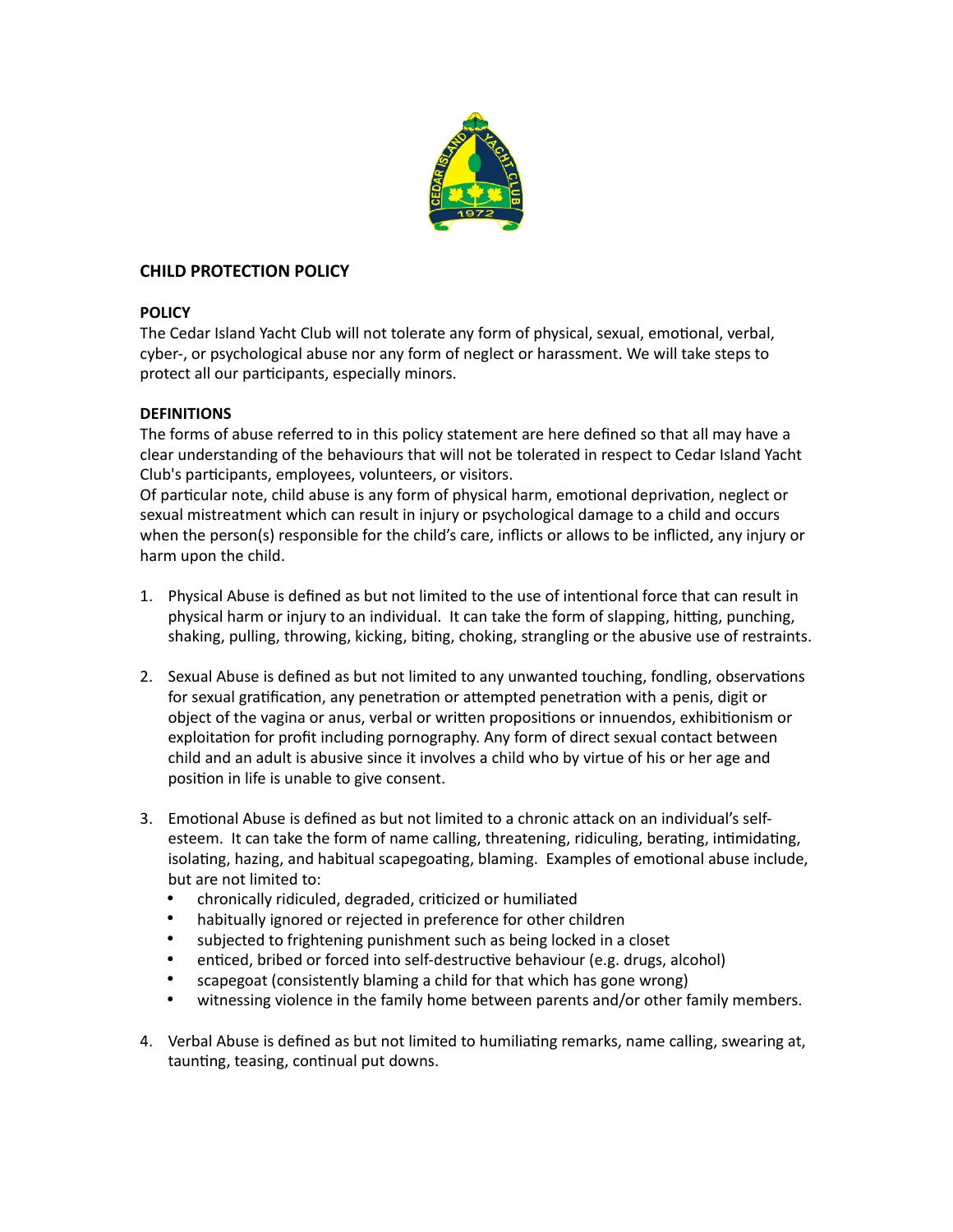# CHILD PROTECTION POLICY

## POLICY

The Cedar Island Yacht Club will not tolerate any form of physical, sexual, emotional, verbal, cyber-, or psychological abuse nor any form of neglect or harassment. We will take steps to protect all our participants, especially minors.

## DEFINITIONS

The forms of abuse referred to in this policy statement are here defined so that all may have a clear understanding of the behaviours that will not be tolerated in respect to Cedar Island Yacht Club's participants, employees, volunteers, or visitors.

Of particular note, child abuse is any form of physical harm, emotional deprivation, neglect or sexual mistreatment which can result in injury or psychological damage to a child and occurs when the person(s) responsible for the child's care, inflicts or allows to be inflicted, any injury or harm upon the child.

1. Physical Abuse is defined as but not limited to the use of intentional force that can result in physical harm or injury to an individual. It can take the form of slapping, hitting, punching, shaking, pulling, throwing, kicking, biting, choking, strangling or the abusive use of restraints.

2. Sexual Abuse is defined as but not limited to any unwanted touching, fondling, observations for sexual gratification, any penetration or attempted penetration with a penis, digit or object of the vagina or anus, verbal or written propositions or innuendos, exhibitionism or exploitation for profit including pornography. Any form of direct sexual contact between child and an adult is abusive since it involves a child who by virtue of his or her age and position in life is unable to give consent.

3. Emotional Abuse is defined as but not limited to a chronic attack on an individual's self-esteem. It can take the form of name calling, threatening, ridiculing, berating, intimidating, isolating, hazing, and habitual scapegoating, blaming. Examples of emotional abuse include, but are not limited to:
   - chronically ridiculed, degraded, criticized or humiliated
   - habitually ignored or rejected in preference for other children
   - subjected to frightening punishment such as being locked in a closet
   - enticed, bribed or forced into self-destructive behaviour (e.g. drugs, alcohol)
   - scapegoat (consistently blaming a child for that which has gone wrong)
   - witnessing violence in the family home between parents and/or other family members.

4. Verbal Abuse is defined as but not limited to humiliating remarks, name calling, swearing at, taunting, teasing, continual put downs.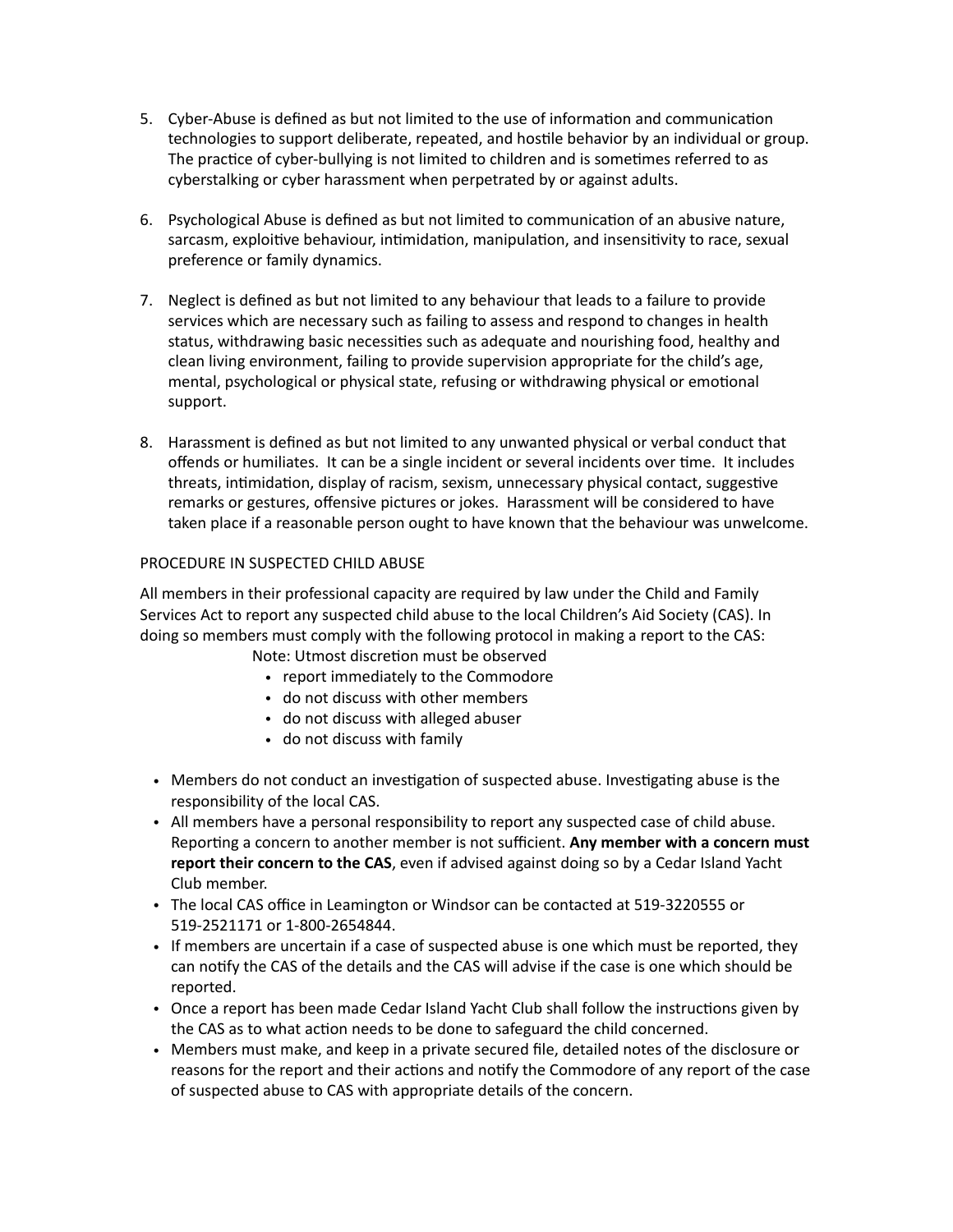5. Cyber-Abuse is defined as but not limited to the use of information and communication technologies to support deliberate, repeated, and hostile behavior by an individual or group. The practice of cyber-bullying is not limited to children and is sometimes referred to as cyberstalking or cyber harassment when perpetrated by or against adults.

6. Psychological Abuse is defined as but not limited to communication of an abusive nature, sarcasm, exploitive behaviour, intimidation, manipulation, and insensitivity to race, sexual preference or family dynamics.

7. Neglect is defined as but not limited to any behaviour that leads to a failure to provide services which are necessary such as failing to assess and respond to changes in health status, withdrawing basic necessities such as adequate and nourishing food, healthy and clean living environment, failing to provide supervision appropriate for the child's age, mental, psychological or physical state, refusing or withdrawing physical or emotional support.

8. Harassment is defined as but not limited to any unwanted physical or verbal conduct that offends or humiliates. It can be a single incident or several incidents over time. It includes threats, intimidation, display of racism, sexism, unnecessary physical contact, suggestive remarks or gestures, offensive pictures or jokes. Harassment will be considered to have taken place if a reasonable person ought to have known that the behaviour was unwelcome.

PROCEDURE IN SUSPECTED CHILD ABUSE

All members in their professional capacity are required by law under the Child and Family Services Act to report any suspected child abuse to the local Children's Aid Society (CAS). In doing so members must comply with the following protocol in making a report to the CAS:

Note: Utmost discretion must be observed

- report immediately to the Commodore
- do not discuss with other members
- do not discuss with alleged abuser
- do not discuss with family

- Members do not conduct an investigation of suspected abuse. Investigating abuse is the responsibility of the local CAS.
- All members have a personal responsibility to report any suspected case of child abuse. Reporting a concern to another member is not sufficient. **Any member with a concern must report their concern to the CAS**, even if advised against doing so by a Cedar Island Yacht Club member.
- The local CAS office in Leamington or Windsor can be contacted at 519-3220555 or 519-2521171 or 1-800-2654844.
- If members are uncertain if a case of suspected abuse is one which must be reported, they can notify the CAS of the details and the CAS will advise if the case is one which should be reported.
- Once a report has been made Cedar Island Yacht Club shall follow the instructions given by the CAS as to what action needs to be done to safeguard the child concerned.
- Members must make, and keep in a private secured file, detailed notes of the disclosure or reasons for the report and their actions and notify the Commodore of any report of the case of suspected abuse to CAS with appropriate details of the concern.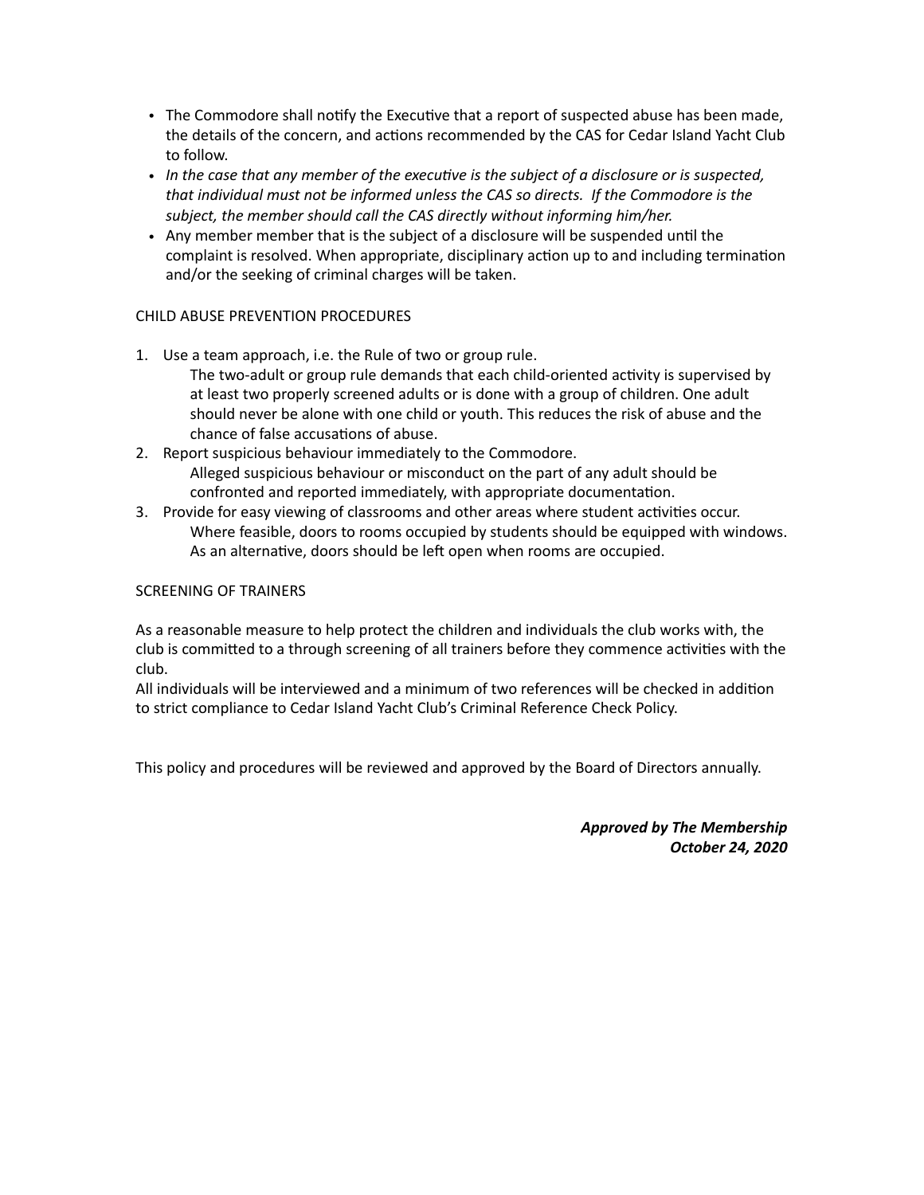- The Commodore shall notify the Executive that a report of suspected abuse has been made, the details of the concern, and actions recommended by the CAS for Cedar Island Yacht Club to follow.
- *In the case that any member of the executive is the subject of a disclosure or is suspected, that individual must not be informed unless the CAS so directs. If the Commodore is the subject, the member should call the CAS directly without informing him/her.*
- Any member member that is the subject of a disclosure will be suspended until the complaint is resolved. When appropriate, disciplinary action up to and including termination and/or the seeking of criminal charges will be taken.

CHILD ABUSE PREVENTION PROCEDURES

1. Use a team approach, i.e. the Rule of two or group rule.
   The two-adult or group rule demands that each child-oriented activity is supervised by at least two properly screened adults or is done with a group of children. One adult should never be alone with one child or youth. This reduces the risk of abuse and the chance of false accusations of abuse.
2. Report suspicious behaviour immediately to the Commodore.
   Alleged suspicious behaviour or misconduct on the part of any adult should be confronted and reported immediately, with appropriate documentation.
3. Provide for easy viewing of classrooms and other areas where student activities occur.
   Where feasible, doors to rooms occupied by students should be equipped with windows. As an alternative, doors should be left open when rooms are occupied.

SCREENING OF TRAINERS

As a reasonable measure to help protect the children and individuals the club works with, the club is committed to a through screening of all trainers before they commence activities with the club.
All individuals will be interviewed and a minimum of two references will be checked in addition to strict compliance to Cedar Island Yacht Club's Criminal Reference Check Policy.

This policy and procedures will be reviewed and approved by the Board of Directors annually.

***Approved by The Membership***
***October 24, 2020***